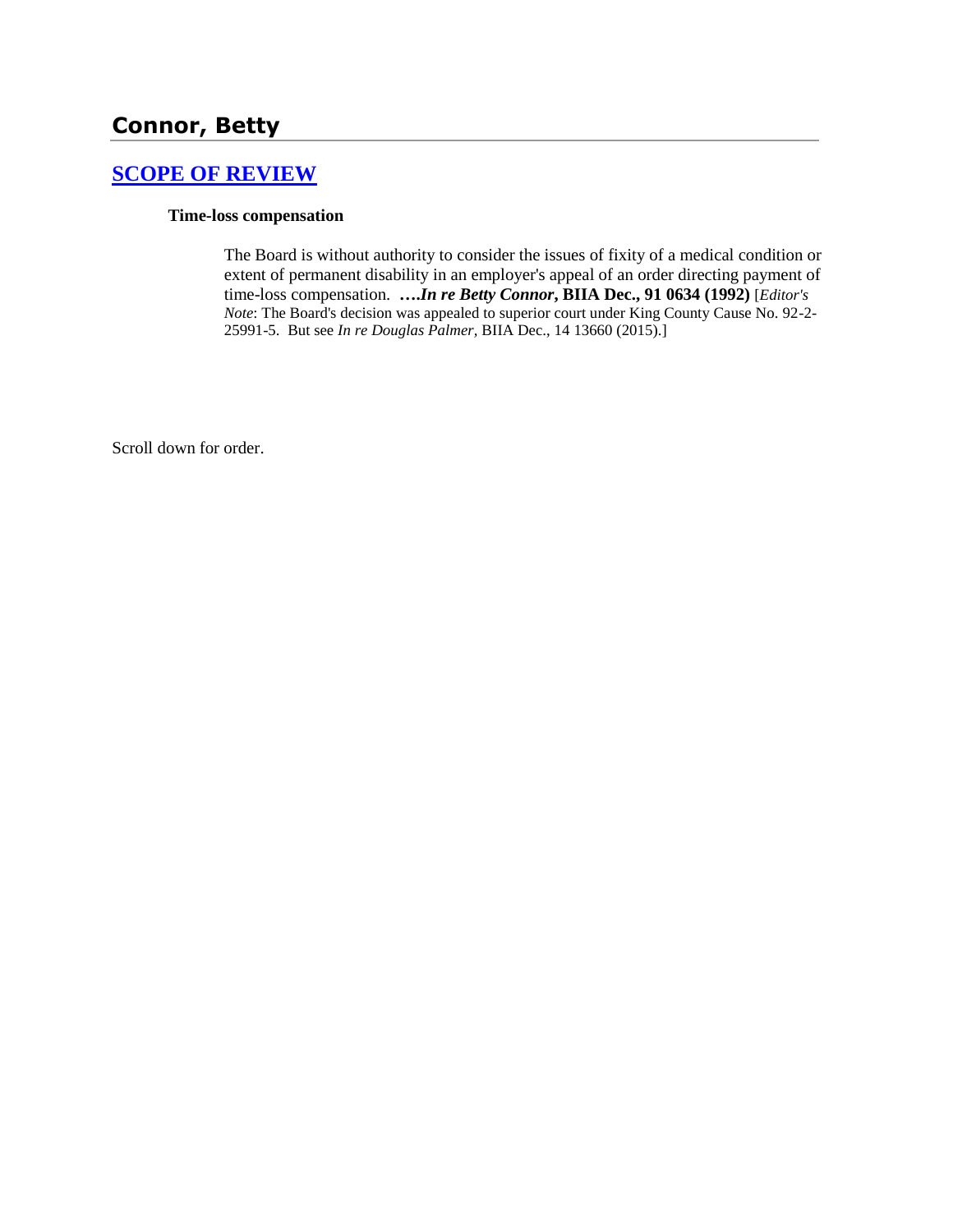# Connor, Betty

## SCOPE OF REVIEW

**Time-loss compensation**

The Board is without authority to consider the issues of fixity of a medical condition or extent of permanent disability in an employer's appeal of an order directing payment of time-loss compensation. ***….In re Betty Connor*, BIIA Dec., 91 0634 (1992)** [*Editor's Note*: The Board's decision was appealed to superior court under King County Cause No. 92-2-25991-5. But see *In re Douglas Palmer*, BIIA Dec., 14 13660 (2015).]

Scroll down for order.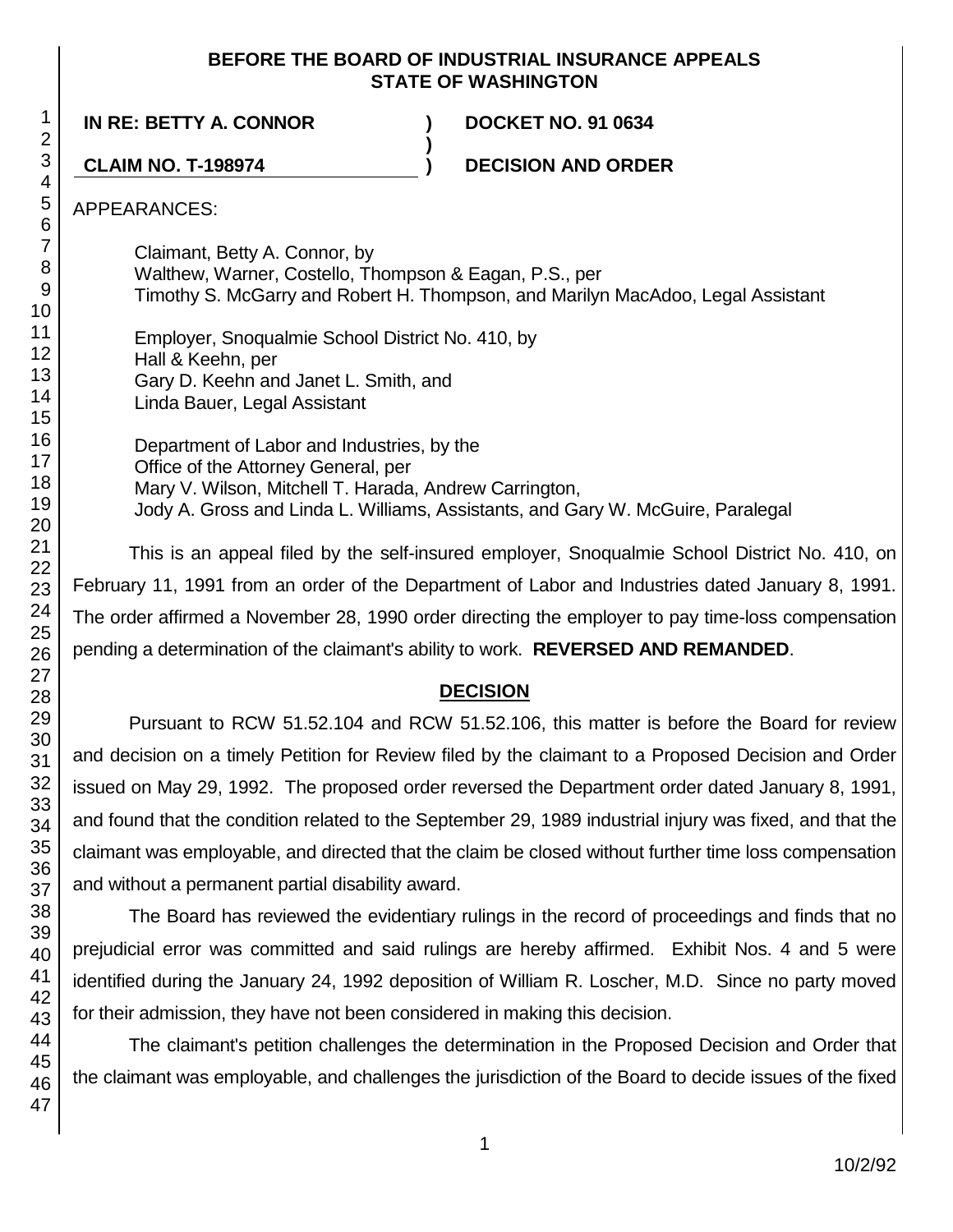**BEFORE THE BOARD OF INDUSTRIAL INSURANCE APPEALS**
**STATE OF WASHINGTON**

| | | |
|---|---|---|
| **IN RE: BETTY A. CONNOR** | **)** | **DOCKET NO. 91 0634** |
| | **)** | |
| **CLAIM NO. T-198974** | **)** | **DECISION AND ORDER** |

APPEARANCES:

Claimant, Betty A. Connor, by
Walthew, Warner, Costello, Thompson & Eagan, P.S., per
Timothy S. McGarry and Robert H. Thompson, and Marilyn MacAdoo, Legal Assistant

Employer, Snoqualmie School District No. 410, by
Hall & Keehn, per
Gary D. Keehn and Janet L. Smith, and
Linda Bauer, Legal Assistant

Department of Labor and Industries, by the
Office of the Attorney General, per
Mary V. Wilson, Mitchell T. Harada, Andrew Carrington,
Jody A. Gross and Linda L. Williams, Assistants, and Gary W. McGuire, Paralegal

This is an appeal filed by the self-insured employer, Snoqualmie School District No. 410, on February 11, 1991 from an order of the Department of Labor and Industries dated January 8, 1991. The order affirmed a November 28, 1990 order directing the employer to pay time-loss compensation pending a determination of the claimant's ability to work. **REVERSED AND REMANDED**.

## DECISION

Pursuant to RCW 51.52.104 and RCW 51.52.106, this matter is before the Board for review and decision on a timely Petition for Review filed by the claimant to a Proposed Decision and Order issued on May 29, 1992. The proposed order reversed the Department order dated January 8, 1991, and found that the condition related to the September 29, 1989 industrial injury was fixed, and that the claimant was employable, and directed that the claim be closed without further time loss compensation and without a permanent partial disability award.

The Board has reviewed the evidentiary rulings in the record of proceedings and finds that no prejudicial error was committed and said rulings are hereby affirmed. Exhibit Nos. 4 and 5 were identified during the January 24, 1992 deposition of William R. Loscher, M.D. Since no party moved for their admission, they have not been considered in making this decision.

The claimant's petition challenges the determination in the Proposed Decision and Order that the claimant was employable, and challenges the jurisdiction of the Board to decide issues of the fixed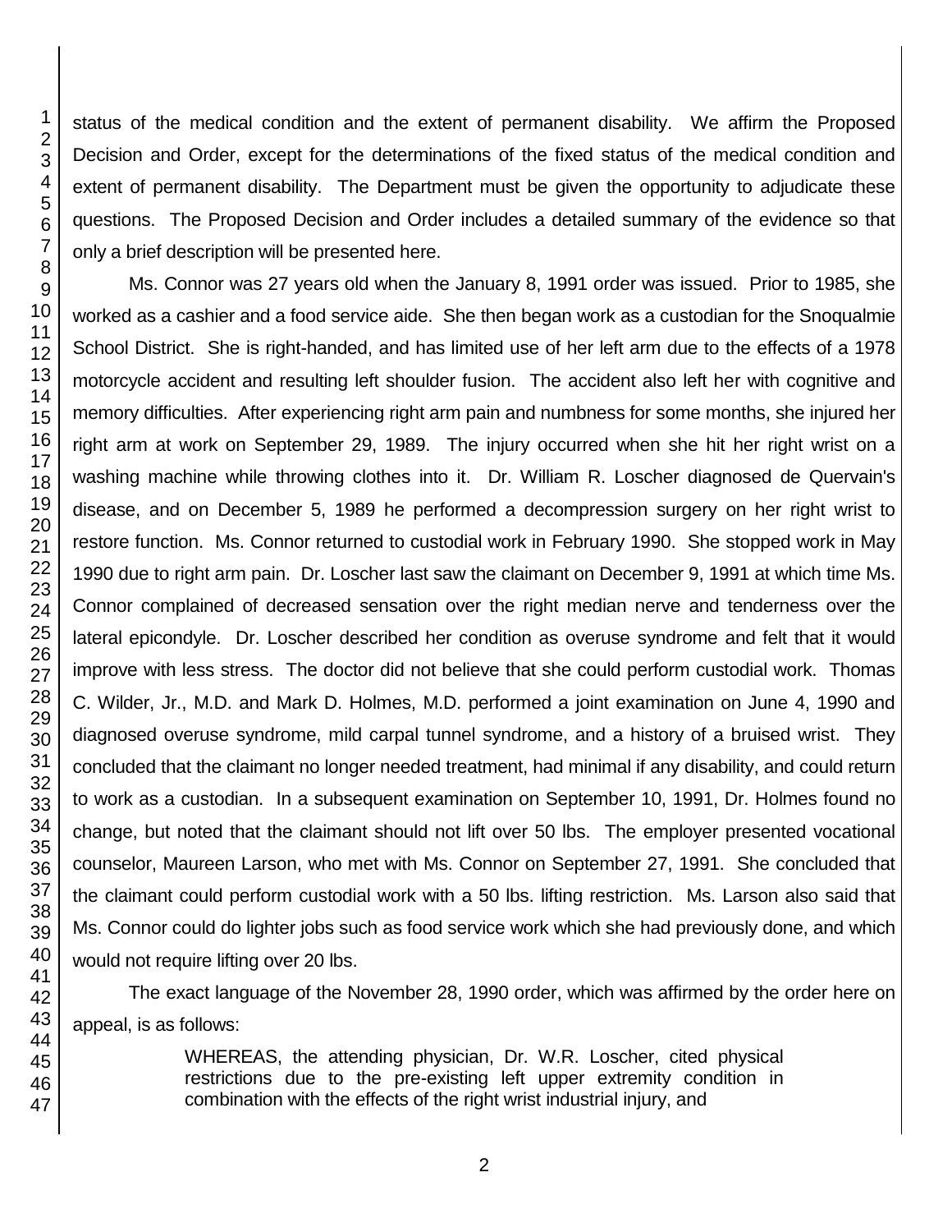status of the medical condition and the extent of permanent disability. We affirm the Proposed Decision and Order, except for the determinations of the fixed status of the medical condition and extent of permanent disability. The Department must be given the opportunity to adjudicate these questions. The Proposed Decision and Order includes a detailed summary of the evidence so that only a brief description will be presented here.

Ms. Connor was 27 years old when the January 8, 1991 order was issued. Prior to 1985, she worked as a cashier and a food service aide. She then began work as a custodian for the Snoqualmie School District. She is right-handed, and has limited use of her left arm due to the effects of a 1978 motorcycle accident and resulting left shoulder fusion. The accident also left her with cognitive and memory difficulties. After experiencing right arm pain and numbness for some months, she injured her right arm at work on September 29, 1989. The injury occurred when she hit her right wrist on a washing machine while throwing clothes into it. Dr. William R. Loscher diagnosed de Quervain's disease, and on December 5, 1989 he performed a decompression surgery on her right wrist to restore function. Ms. Connor returned to custodial work in February 1990. She stopped work in May 1990 due to right arm pain. Dr. Loscher last saw the claimant on December 9, 1991 at which time Ms. Connor complained of decreased sensation over the right median nerve and tenderness over the lateral epicondyle. Dr. Loscher described her condition as overuse syndrome and felt that it would improve with less stress. The doctor did not believe that she could perform custodial work. Thomas C. Wilder, Jr., M.D. and Mark D. Holmes, M.D. performed a joint examination on June 4, 1990 and diagnosed overuse syndrome, mild carpal tunnel syndrome, and a history of a bruised wrist. They concluded that the claimant no longer needed treatment, had minimal if any disability, and could return to work as a custodian. In a subsequent examination on September 10, 1991, Dr. Holmes found no change, but noted that the claimant should not lift over 50 lbs. The employer presented vocational counselor, Maureen Larson, who met with Ms. Connor on September 27, 1991. She concluded that the claimant could perform custodial work with a 50 lbs. lifting restriction. Ms. Larson also said that Ms. Connor could do lighter jobs such as food service work which she had previously done, and which would not require lifting over 20 lbs.

The exact language of the November 28, 1990 order, which was affirmed by the order here on appeal, is as follows:

> WHEREAS, the attending physician, Dr. W.R. Loscher, cited physical restrictions due to the pre-existing left upper extremity condition in combination with the effects of the right wrist industrial injury, and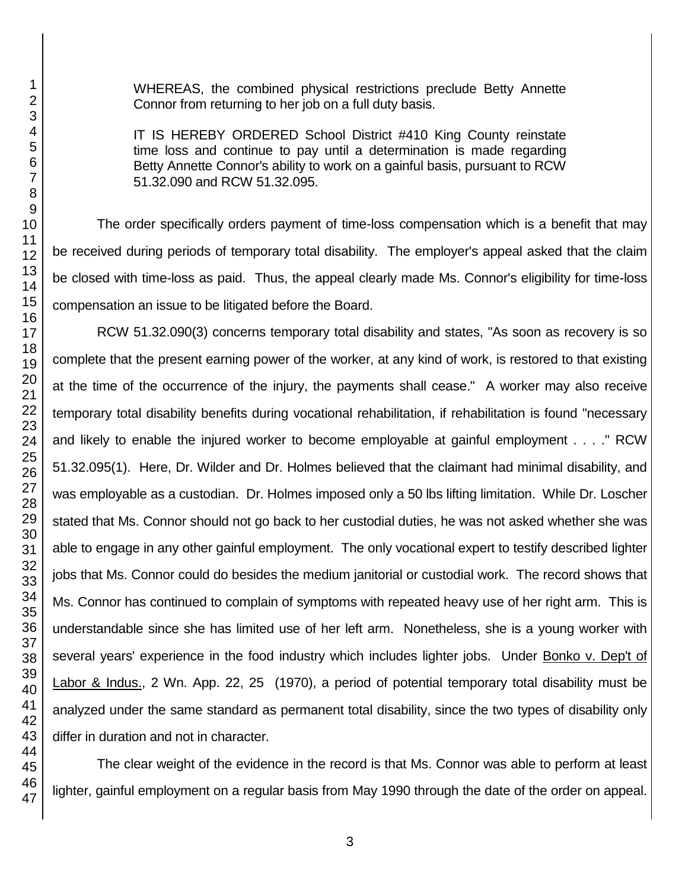> WHEREAS, the combined physical restrictions preclude Betty Annette Connor from returning to her job on a full duty basis.
>
> IT IS HEREBY ORDERED School District #410 King County reinstate time loss and continue to pay until a determination is made regarding Betty Annette Connor's ability to work on a gainful basis, pursuant to RCW 51.32.090 and RCW 51.32.095.

The order specifically orders payment of time-loss compensation which is a benefit that may be received during periods of temporary total disability. The employer's appeal asked that the claim be closed with time-loss as paid. Thus, the appeal clearly made Ms. Connor's eligibility for time-loss compensation an issue to be litigated before the Board.

RCW 51.32.090(3) concerns temporary total disability and states, "As soon as recovery is so complete that the present earning power of the worker, at any kind of work, is restored to that existing at the time of the occurrence of the injury, the payments shall cease." A worker may also receive temporary total disability benefits during vocational rehabilitation, if rehabilitation is found "necessary and likely to enable the injured worker to become employable at gainful employment . . . ." RCW 51.32.095(1). Here, Dr. Wilder and Dr. Holmes believed that the claimant had minimal disability, and was employable as a custodian. Dr. Holmes imposed only a 50 lbs lifting limitation. While Dr. Loscher stated that Ms. Connor should not go back to her custodial duties, he was not asked whether she was able to engage in any other gainful employment. The only vocational expert to testify described lighter jobs that Ms. Connor could do besides the medium janitorial or custodial work. The record shows that Ms. Connor has continued to complain of symptoms with repeated heavy use of her right arm. This is understandable since she has limited use of her left arm. Nonetheless, she is a young worker with several years' experience in the food industry which includes lighter jobs. Under Bonko v. Dep't of Labor & Indus., 2 Wn. App. 22, 25 (1970), a period of potential temporary total disability must be analyzed under the same standard as permanent total disability, since the two types of disability only differ in duration and not in character.

The clear weight of the evidence in the record is that Ms. Connor was able to perform at least lighter, gainful employment on a regular basis from May 1990 through the date of the order on appeal.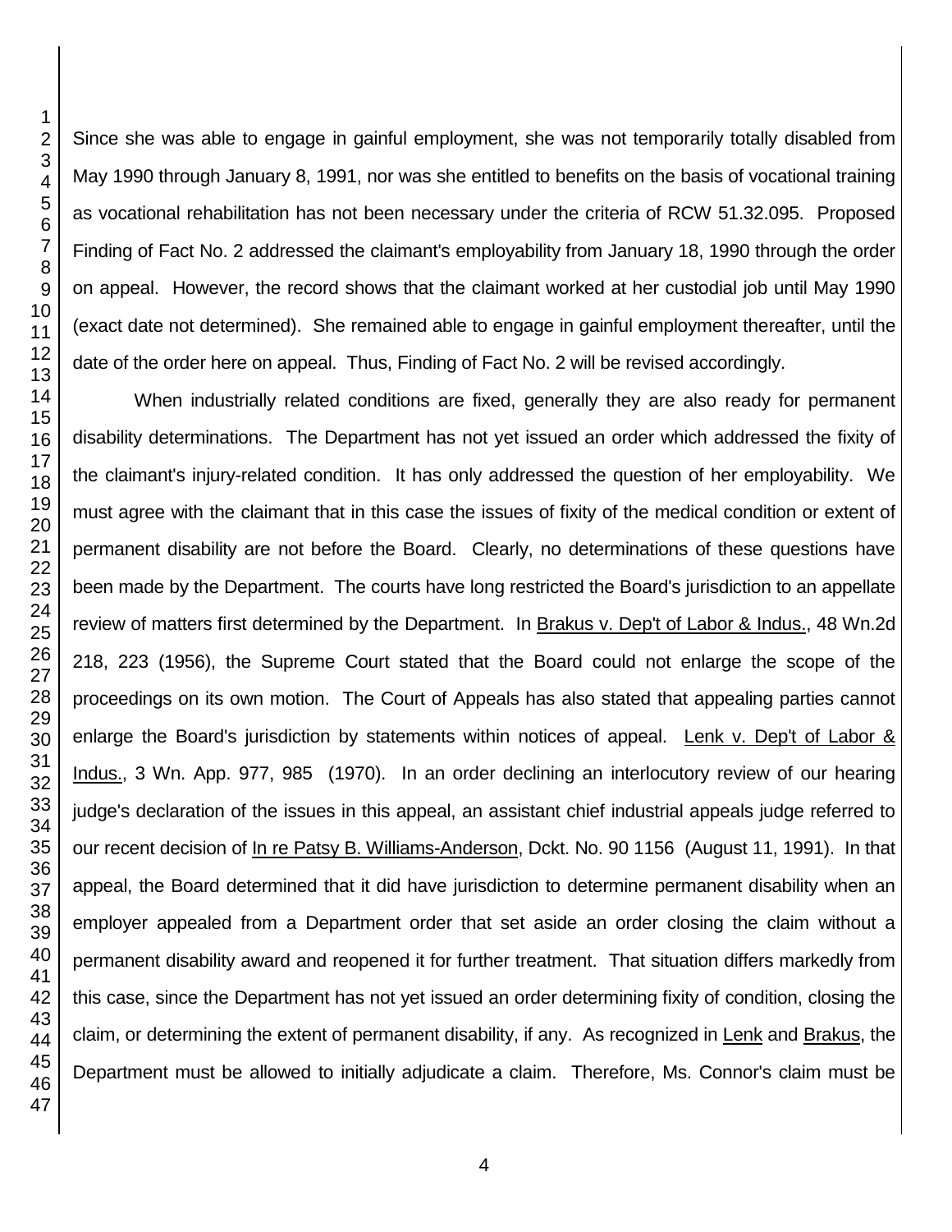Since she was able to engage in gainful employment, she was not temporarily totally disabled from May 1990 through January 8, 1991, nor was she entitled to benefits on the basis of vocational training as vocational rehabilitation has not been necessary under the criteria of RCW 51.32.095. Proposed Finding of Fact No. 2 addressed the claimant's employability from January 18, 1990 through the order on appeal. However, the record shows that the claimant worked at her custodial job until May 1990 (exact date not determined). She remained able to engage in gainful employment thereafter, until the date of the order here on appeal. Thus, Finding of Fact No. 2 will be revised accordingly.

When industrially related conditions are fixed, generally they are also ready for permanent disability determinations. The Department has not yet issued an order which addressed the fixity of the claimant's injury-related condition. It has only addressed the question of her employability. We must agree with the claimant that in this case the issues of fixity of the medical condition or extent of permanent disability are not before the Board. Clearly, no determinations of these questions have been made by the Department. The courts have long restricted the Board's jurisdiction to an appellate review of matters first determined by the Department. In Brakus v. Dep't of Labor & Indus., 48 Wn.2d 218, 223 (1956), the Supreme Court stated that the Board could not enlarge the scope of the proceedings on its own motion. The Court of Appeals has also stated that appealing parties cannot enlarge the Board's jurisdiction by statements within notices of appeal. Lenk v. Dep't of Labor & Indus., 3 Wn. App. 977, 985 (1970). In an order declining an interlocutory review of our hearing judge's declaration of the issues in this appeal, an assistant chief industrial appeals judge referred to our recent decision of In re Patsy B. Williams-Anderson, Dckt. No. 90 1156 (August 11, 1991). In that appeal, the Board determined that it did have jurisdiction to determine permanent disability when an employer appealed from a Department order that set aside an order closing the claim without a permanent disability award and reopened it for further treatment. That situation differs markedly from this case, since the Department has not yet issued an order determining fixity of condition, closing the claim, or determining the extent of permanent disability, if any. As recognized in Lenk and Brakus, the Department must be allowed to initially adjudicate a claim. Therefore, Ms. Connor's claim must be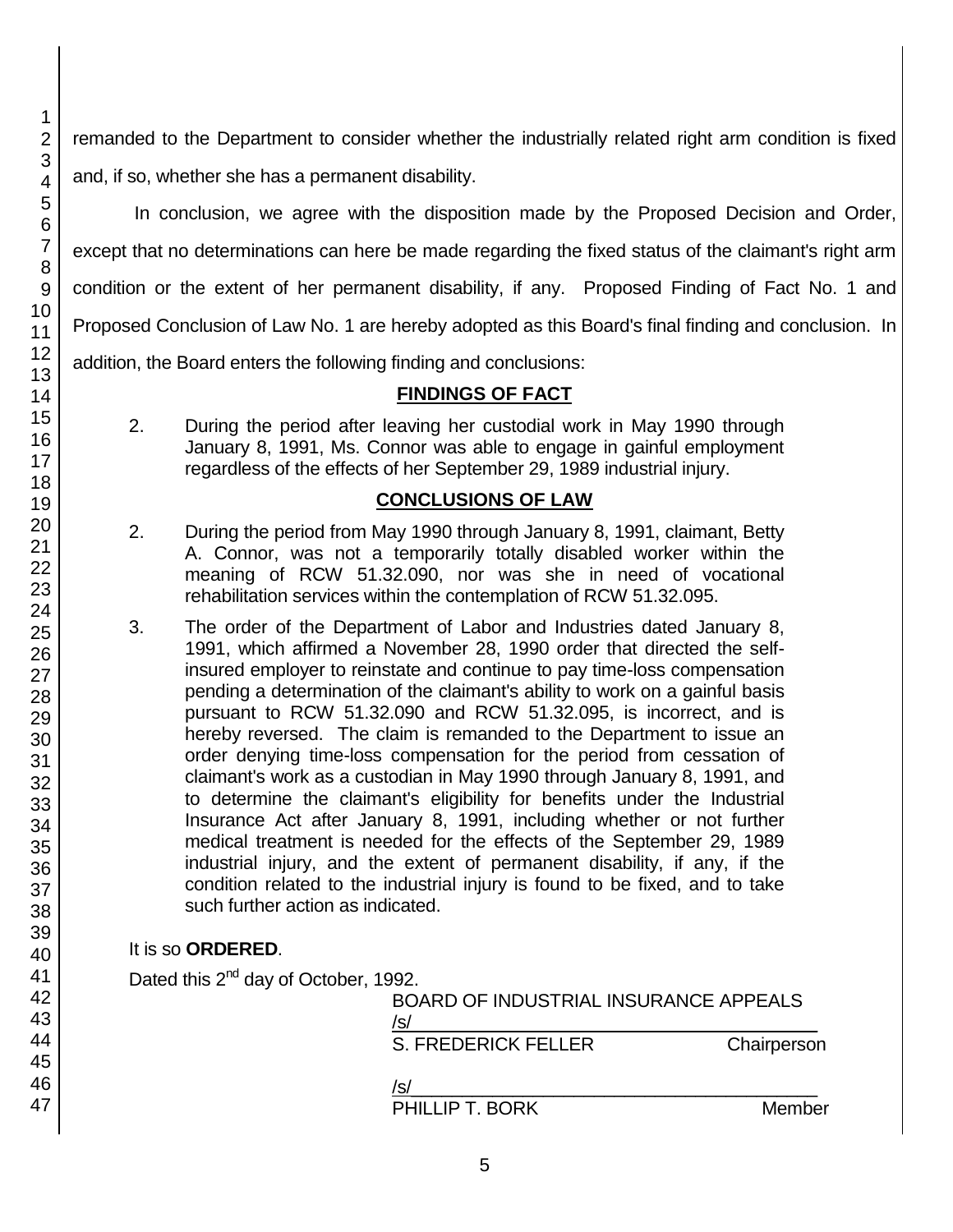remanded to the Department to consider whether the industrially related right arm condition is fixed and, if so, whether she has a permanent disability.

In conclusion, we agree with the disposition made by the Proposed Decision and Order, except that no determinations can here be made regarding the fixed status of the claimant's right arm condition or the extent of her permanent disability, if any. Proposed Finding of Fact No. 1 and Proposed Conclusion of Law No. 1 are hereby adopted as this Board's final finding and conclusion. In addition, the Board enters the following finding and conclusions:

## FINDINGS OF FACT

2. During the period after leaving her custodial work in May 1990 through January 8, 1991, Ms. Connor was able to engage in gainful employment regardless of the effects of her September 29, 1989 industrial injury.

## CONCLUSIONS OF LAW

2. During the period from May 1990 through January 8, 1991, claimant, Betty A. Connor, was not a temporarily totally disabled worker within the meaning of RCW 51.32.090, nor was she in need of vocational rehabilitation services within the contemplation of RCW 51.32.095.

3. The order of the Department of Labor and Industries dated January 8, 1991, which affirmed a November 28, 1990 order that directed the self-insured employer to reinstate and continue to pay time-loss compensation pending a determination of the claimant's ability to work on a gainful basis pursuant to RCW 51.32.090 and RCW 51.32.095, is incorrect, and is hereby reversed. The claim is remanded to the Department to issue an order denying time-loss compensation for the period from cessation of claimant's work as a custodian in May 1990 through January 8, 1991, and to determine the claimant's eligibility for benefits under the Industrial Insurance Act after January 8, 1991, including whether or not further medical treatment is needed for the effects of the September 29, 1989 industrial injury, and the extent of permanent disability, if any, if the condition related to the industrial injury is found to be fixed, and to take such further action as indicated.

It is so **ORDERED**.

Dated this 2nd day of October, 1992.

BOARD OF INDUSTRIAL INSURANCE APPEALS

/s/
S. FREDERICK FELLER — Chairperson

/s/
PHILLIP T. BORK — Member